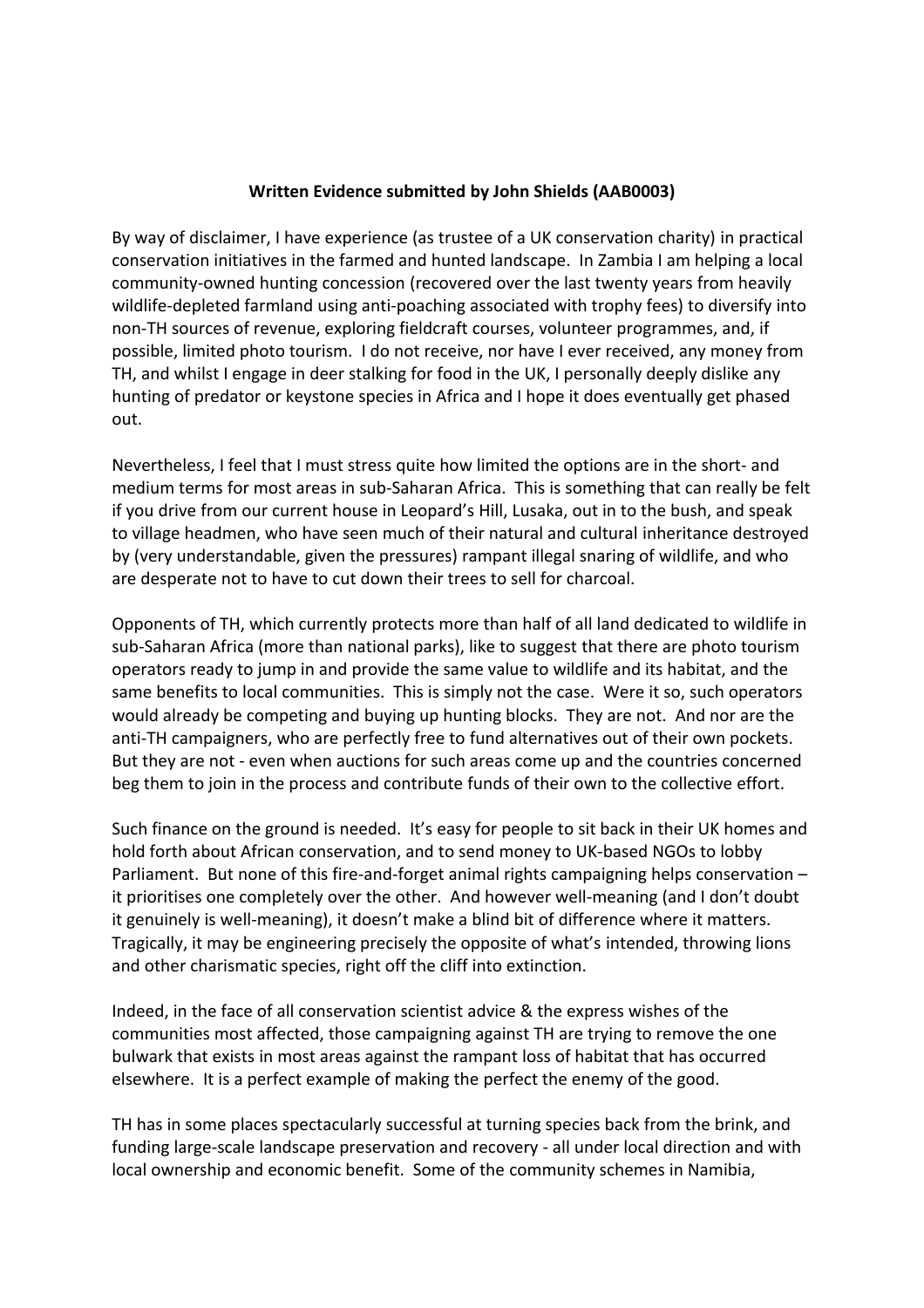**Written Evidence submitted by John Shields (AAB0003)**

By way of disclaimer, I have experience (as trustee of a UK conservation charity) in practical conservation initiatives in the farmed and hunted landscape. In Zambia I am helping a local community-owned hunting concession (recovered over the last twenty years from heavily wildlife-depleted farmland using anti-poaching associated with trophy fees) to diversify into non-TH sources of revenue, exploring fieldcraft courses, volunteer programmes, and, if possible, limited photo tourism. I do not receive, nor have I ever received, any money from TH, and whilst I engage in deer stalking for food in the UK, I personally deeply dislike any hunting of predator or keystone species in Africa and I hope it does eventually get phased out.

Nevertheless, I feel that I must stress quite how limited the options are in the short- and medium terms for most areas in sub-Saharan Africa. This is something that can really be felt if you drive from our current house in Leopard's Hill, Lusaka, out in to the bush, and speak to village headmen, who have seen much of their natural and cultural inheritance destroyed by (very understandable, given the pressures) rampant illegal snaring of wildlife, and who are desperate not to have to cut down their trees to sell for charcoal.

Opponents of TH, which currently protects more than half of all land dedicated to wildlife in sub-Saharan Africa (more than national parks), like to suggest that there are photo tourism operators ready to jump in and provide the same value to wildlife and its habitat, and the same benefits to local communities. This is simply not the case. Were it so, such operators would already be competing and buying up hunting blocks. They are not. And nor are the anti-TH campaigners, who are perfectly free to fund alternatives out of their own pockets. But they are not - even when auctions for such areas come up and the countries concerned beg them to join in the process and contribute funds of their own to the collective effort.

Such finance on the ground is needed. It's easy for people to sit back in their UK homes and hold forth about African conservation, and to send money to UK-based NGOs to lobby Parliament. But none of this fire-and-forget animal rights campaigning helps conservation – it prioritises one completely over the other. And however well-meaning (and I don't doubt it genuinely is well-meaning), it doesn't make a blind bit of difference where it matters. Tragically, it may be engineering precisely the opposite of what's intended, throwing lions and other charismatic species, right off the cliff into extinction.

Indeed, in the face of all conservation scientist advice & the express wishes of the communities most affected, those campaigning against TH are trying to remove the one bulwark that exists in most areas against the rampant loss of habitat that has occurred elsewhere. It is a perfect example of making the perfect the enemy of the good.

TH has in some places spectacularly successful at turning species back from the brink, and funding large-scale landscape preservation and recovery - all under local direction and with local ownership and economic benefit. Some of the community schemes in Namibia,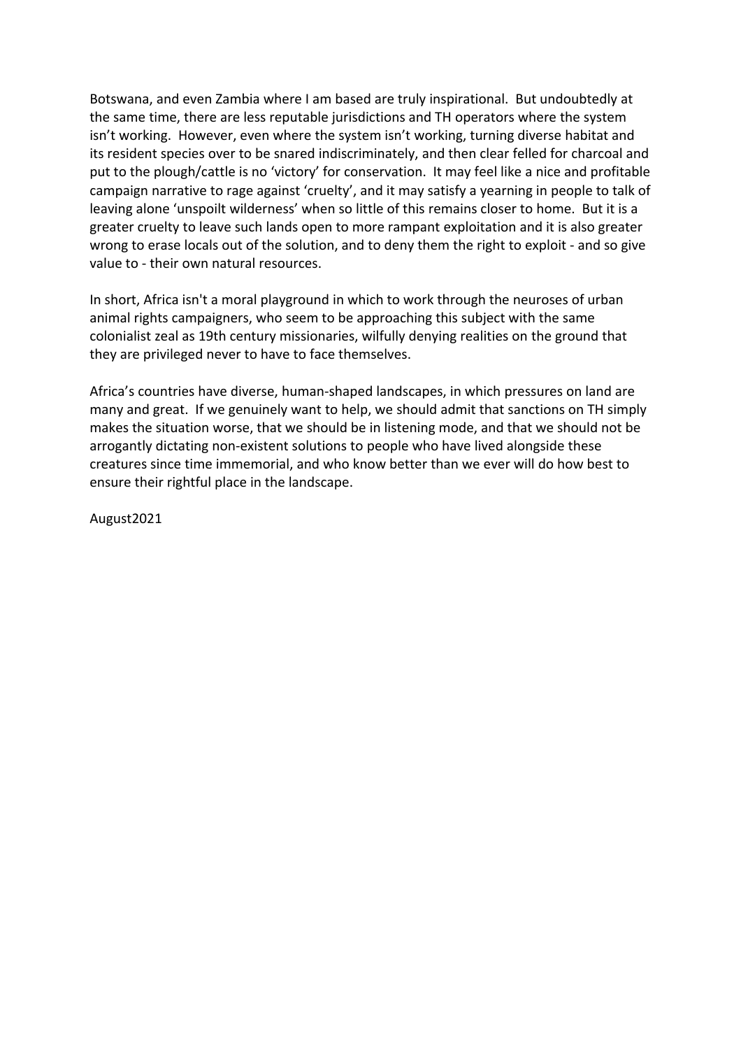Botswana, and even Zambia where I am based are truly inspirational. But undoubtedly at the same time, there are less reputable jurisdictions and TH operators where the system isn't working. However, even where the system isn't working, turning diverse habitat and its resident species over to be snared indiscriminately, and then clear felled for charcoal and put to the plough/cattle is no 'victory' for conservation. It may feel like a nice and profitable campaign narrative to rage against 'cruelty', and it may satisfy a yearning in people to talk of leaving alone 'unspoilt wilderness' when so little of this remains closer to home. But it is a greater cruelty to leave such lands open to more rampant exploitation and it is also greater wrong to erase locals out of the solution, and to deny them the right to exploit - and so give value to - their own natural resources.

In short, Africa isn't a moral playground in which to work through the neuroses of urban animal rights campaigners, who seem to be approaching this subject with the same colonialist zeal as 19th century missionaries, wilfully denying realities on the ground that they are privileged never to have to face themselves.

Africa's countries have diverse, human-shaped landscapes, in which pressures on land are many and great. If we genuinely want to help, we should admit that sanctions on TH simply makes the situation worse, that we should be in listening mode, and that we should not be arrogantly dictating non-existent solutions to people who have lived alongside these creatures since time immemorial, and who know better than we ever will do how best to ensure their rightful place in the landscape.

August2021